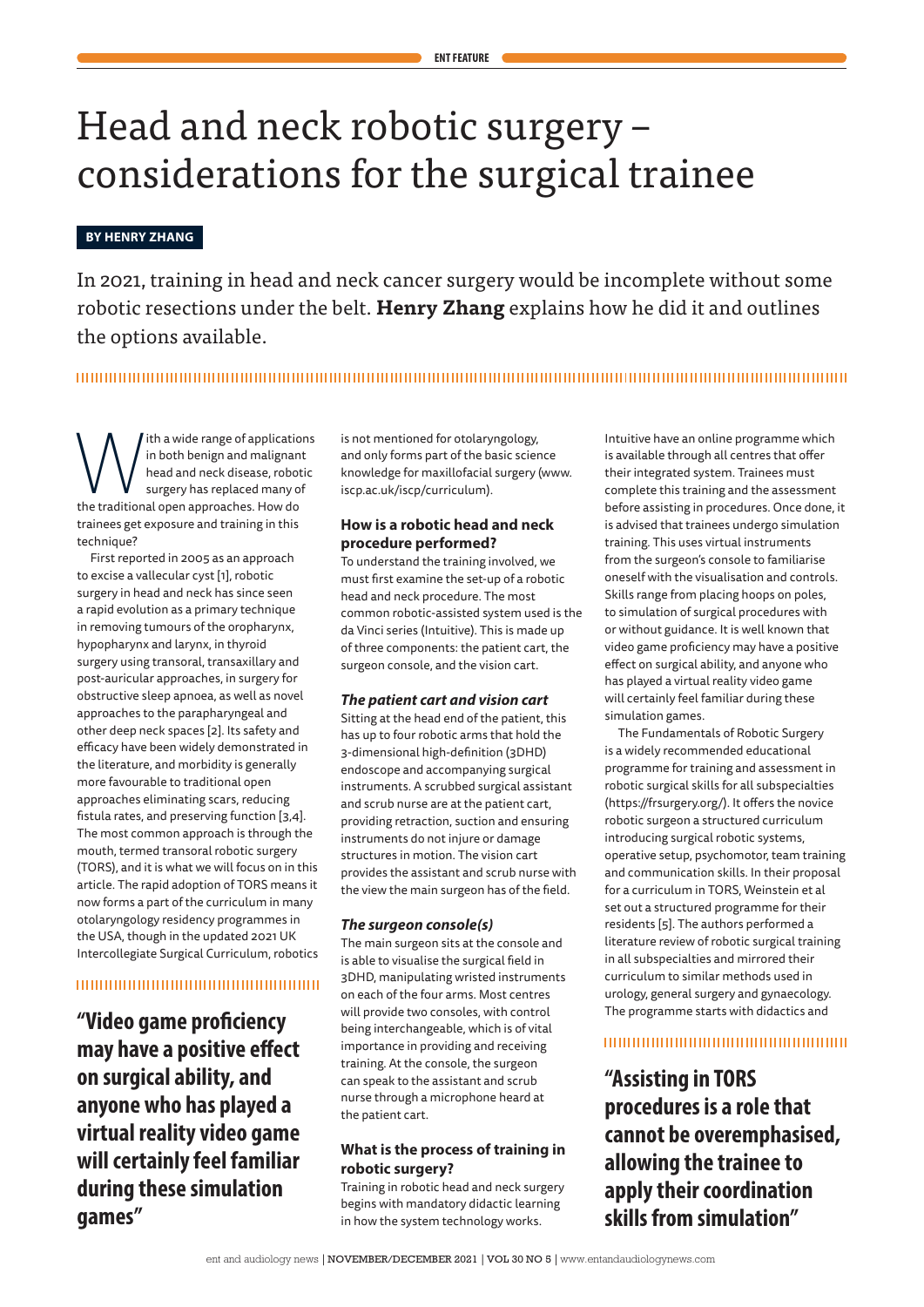# Head and neck robotic surgery – considerations for the surgical trainee

**BY HENRY ZHANG**

In 2021, training in head and neck cancer surgery would be incomplete without some robotic resections under the belt. **Henry Zhang** explains how he did it and outlines the options available.

With a wide range of applications in both benign and malignant head and neck disease, robotic surgery has replaced many of the traditional open approaches. How do trainees get exposure and training in this technique?

First reported in 2005 as an approach to excise a vallecular cyst [1], robotic surgery in head and neck has since seen a rapid evolution as a primary technique in removing tumours of the oropharynx, hypopharynx and larynx, in thyroid surgery using transoral, transaxillary and post-auricular approaches, in surgery for obstructive sleep apnoea, as well as novel approaches to the parapharyngeal and other deep neck spaces [2]. Its safety and efficacy have been widely demonstrated in the literature, and morbidity is generally more favourable to traditional open approaches eliminating scars, reducing fistula rates, and preserving function [3,4]. The most common approach is through the mouth, termed transoral robotic surgery (TORS), and it is what we will focus on in this article. The rapid adoption of TORS means it now forms a part of the curriculum in many otolaryngology residency programmes in the USA, though in the updated 2021 UK Intercollegiate Surgical Curriculum, robotics is not mentioned for otolaryngology, and only forms part of the basic science knowledge for maxillofacial surgery (www.iscp.ac.uk/iscp/curriculum).

> **"Video game proficiency may have a positive effect on surgical ability, and anyone who has played a virtual reality video game will certainly feel familiar during these simulation games"**

### How is a robotic head and neck procedure performed?

To understand the training involved, we must first examine the set-up of a robotic head and neck procedure. The most common robotic-assisted system used is the da Vinci series (Intuitive). This is made up of three components: the patient cart, the surgeon console, and the vision cart.

#### *The patient cart and vision cart*

Sitting at the head end of the patient, this has up to four robotic arms that hold the 3-dimensional high-definition (3DHD) endoscope and accompanying surgical instruments. A scrubbed surgical assistant and scrub nurse are at the patient cart, providing retraction, suction and ensuring instruments do not injure or damage structures in motion. The vision cart provides the assistant and scrub nurse with the view the main surgeon has of the field.

#### *The surgeon console(s)*

The main surgeon sits at the console and is able to visualise the surgical field in 3DHD, manipulating wristed instruments on each of the four arms. Most centres will provide two consoles, with control being interchangeable, which is of vital importance in providing and receiving training. At the console, the surgeon can speak to the assistant and scrub nurse through a microphone heard at the patient cart.

### What is the process of training in robotic surgery?

Training in robotic head and neck surgery begins with mandatory didactic learning in how the system technology works. Intuitive have an online programme which is available through all centres that offer their integrated system. Trainees must complete this training and the assessment before assisting in procedures. Once done, it is advised that trainees undergo simulation training. This uses virtual instruments from the surgeon's console to familiarise oneself with the visualisation and controls. Skills range from placing hoops on poles, to simulation of surgical procedures with or without guidance. It is well known that video game proficiency may have a positive effect on surgical ability, and anyone who has played a virtual reality video game will certainly feel familiar during these simulation games.

The Fundamentals of Robotic Surgery is a widely recommended educational programme for training and assessment in robotic surgical skills for all subspecialties (https://frsurgery.org/). It offers the novice robotic surgeon a structured curriculum introducing surgical robotic systems, operative setup, psychomotor, team training and communication skills. In their proposal for a curriculum in TORS, Weinstein et al set out a structured programme for their residents [5]. The authors performed a literature review of robotic surgical training in all subspecialties and mirrored their curriculum to similar methods used in urology, general surgery and gynaecology. The programme starts with didactics and

> **"Assisting in TORS procedures is a role that cannot be overemphasised, allowing the trainee to apply their coordination skills from simulation"**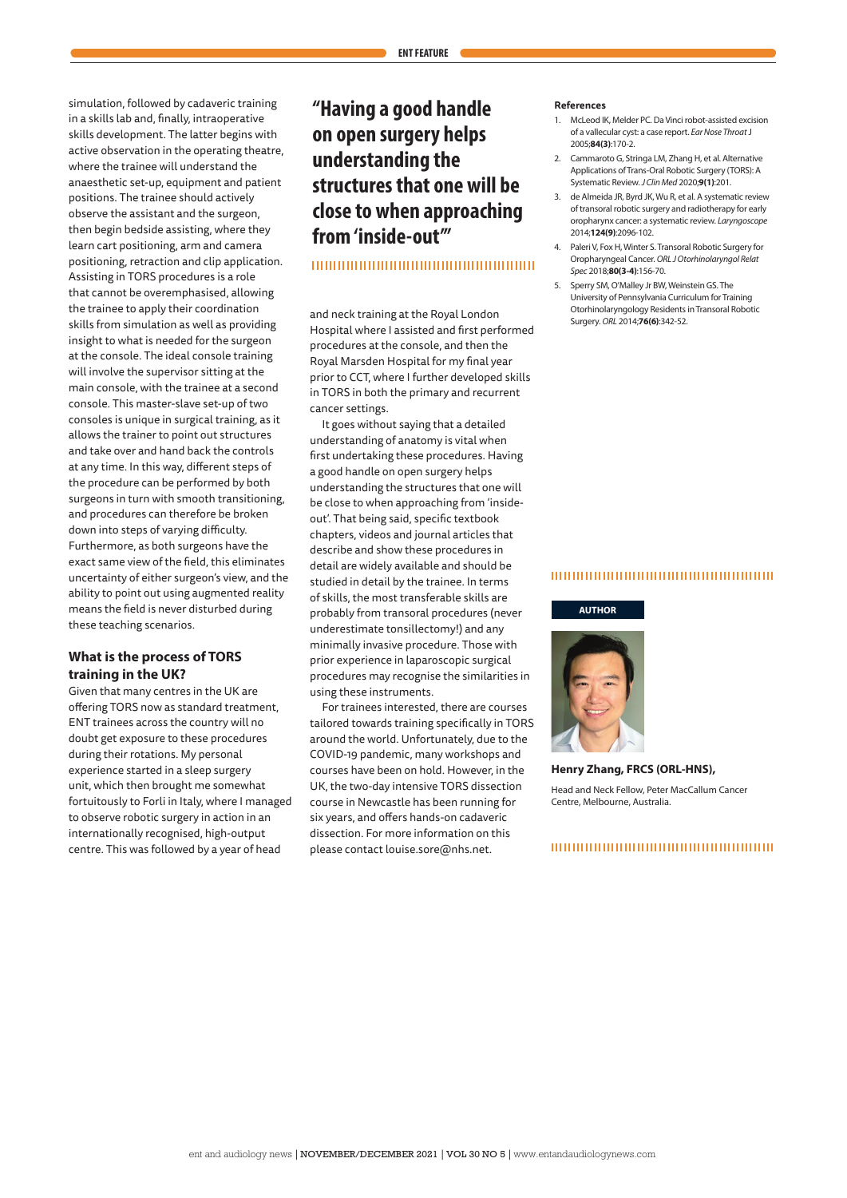simulation, followed by cadaveric training in a skills lab and, finally, intraoperative skills development. The latter begins with active observation in the operating theatre, where the trainee will understand the anaesthetic set-up, equipment and patient positions. The trainee should actively observe the assistant and the surgeon, then begin bedside assisting, where they learn cart positioning, arm and camera positioning, retraction and clip application. Assisting in TORS procedures is a role that cannot be overemphasised, allowing the trainee to apply their coordination skills from simulation as well as providing insight to what is needed for the surgeon at the console. The ideal console training will involve the supervisor sitting at the main console, with the trainee at a second console. This master-slave set-up of two consoles is unique in surgical training, as it allows the trainer to point out structures and take over and hand back the controls at any time. In this way, different steps of the procedure can be performed by both surgeons in turn with smooth transitioning, and procedures can therefore be broken down into steps of varying difficulty. Furthermore, as both surgeons have the exact same view of the field, this eliminates uncertainty of either surgeon's view, and the ability to point out using augmented reality means the field is never disturbed during these teaching scenarios.

### What is the process of TORS training in the UK?

Given that many centres in the UK are offering TORS now as standard treatment, ENT trainees across the country will no doubt get exposure to these procedures during their rotations. My personal experience started in a sleep surgery unit, which then brought me somewhat fortuitously to Forli in Italy, where I managed to observe robotic surgery in action in an internationally recognised, high-output centre. This was followed by a year of head and neck training at the Royal London Hospital where I assisted and first performed procedures at the console, and then the Royal Marsden Hospital for my final year prior to CCT, where I further developed skills in TORS in both the primary and recurrent cancer settings.

> **"Having a good handle on open surgery helps understanding the structures that one will be close to when approaching from 'inside-out'"**

It goes without saying that a detailed understanding of anatomy is vital when first undertaking these procedures. Having a good handle on open surgery helps understanding the structures that one will be close to when approaching from 'inside-out'. That being said, specific textbook chapters, videos and journal articles that describe and show these procedures in detail are widely available and should be studied in detail by the trainee. In terms of skills, the most transferable skills are probably from transoral procedures (never underestimate tonsillectomy!) and any minimally invasive procedure. Those with prior experience in laparoscopic surgical procedures may recognise the similarities in using these instruments.

For trainees interested, there are courses tailored towards training specifically in TORS around the world. Unfortunately, due to the COVID-19 pandemic, many workshops and courses have been on hold. However, in the UK, the two-day intensive TORS dissection course in Newcastle has been running for six years, and offers hands-on cadaveric dissection. For more information on this please contact louise.sore@nhs.net.

#### References

1. McLeod IK, Melder PC. Da Vinci robot-assisted excision of a vallecular cyst: a case report. *Ear Nose Throat J* 2005;**84(3)**:170-2.
2. Cammaroto G, Stringa LM, Zhang H, et al. Alternative Applications of Trans-Oral Robotic Surgery (TORS): A Systematic Review. *J Clin Med* 2020;**9(1)**:201.
3. de Almeida JR, Byrd JK, Wu R, et al. A systematic review of transoral robotic surgery and radiotherapy for early oropharynx cancer: a systematic review. *Laryngoscope* 2014;**124(9)**:2096-102.
4. Paleri V, Fox H, Winter S. Transoral Robotic Surgery for Oropharyngeal Cancer. *ORL J Otorhinolaryngol Relat Spec* 2018;**80(3-4)**:156-70.
5. Sperry SM, O'Malley Jr BW, Weinstein GS. The University of Pennsylvania Curriculum for Training Otorhinolaryngology Residents in Transoral Robotic Surgery. *ORL* 2014;**76(6)**:342-52.

#### AUTHOR

**Henry Zhang, FRCS (ORL-HNS),**

Head and Neck Fellow, Peter MacCallum Cancer Centre, Melbourne, Australia.